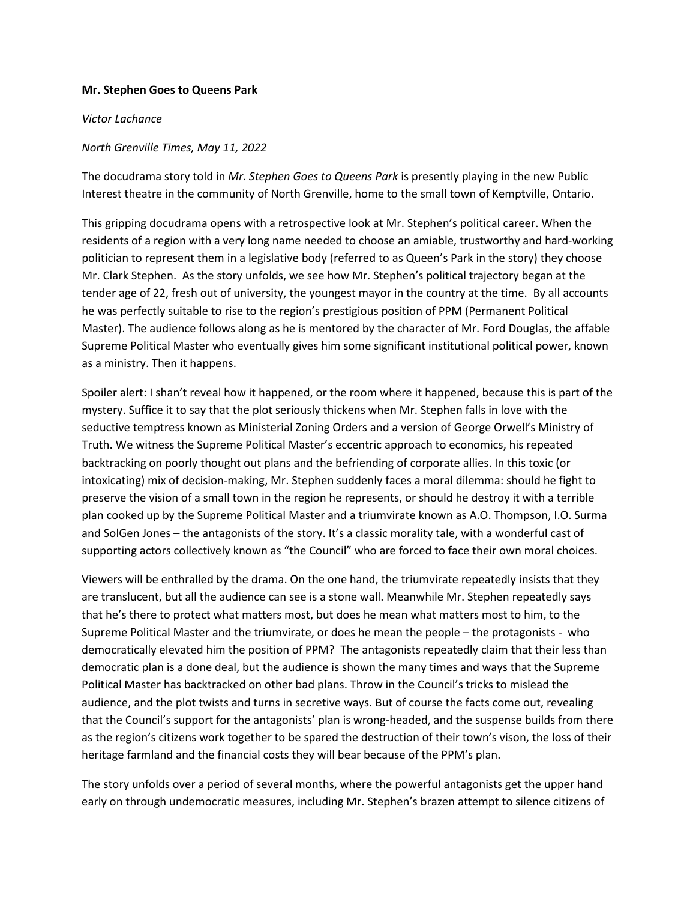**Mr. Stephen Goes to Queens Park**

*Victor Lachance*

*North Grenville Times, May 11, 2022*

The docudrama story told in *Mr. Stephen Goes to Queens Park* is presently playing in the new Public Interest theatre in the community of North Grenville, home to the small town of Kemptville, Ontario.

This gripping docudrama opens with a retrospective look at Mr. Stephen's political career. When the residents of a region with a very long name needed to choose an amiable, trustworthy and hard-working politician to represent them in a legislative body (referred to as Queen's Park in the story) they choose Mr. Clark Stephen. As the story unfolds, we see how Mr. Stephen's political trajectory began at the tender age of 22, fresh out of university, the youngest mayor in the country at the time. By all accounts he was perfectly suitable to rise to the region's prestigious position of PPM (Permanent Political Master). The audience follows along as he is mentored by the character of Mr. Ford Douglas, the affable Supreme Political Master who eventually gives him some significant institutional political power, known as a ministry. Then it happens.

Spoiler alert: I shan't reveal how it happened, or the room where it happened, because this is part of the mystery. Suffice it to say that the plot seriously thickens when Mr. Stephen falls in love with the seductive temptress known as Ministerial Zoning Orders and a version of George Orwell's Ministry of Truth. We witness the Supreme Political Master's eccentric approach to economics, his repeated backtracking on poorly thought out plans and the befriending of corporate allies. In this toxic (or intoxicating) mix of decision-making, Mr. Stephen suddenly faces a moral dilemma: should he fight to preserve the vision of a small town in the region he represents, or should he destroy it with a terrible plan cooked up by the Supreme Political Master and a triumvirate known as A.O. Thompson, I.O. Surma and SolGen Jones – the antagonists of the story. It's a classic morality tale, with a wonderful cast of supporting actors collectively known as "the Council" who are forced to face their own moral choices.

Viewers will be enthralled by the drama. On the one hand, the triumvirate repeatedly insists that they are translucent, but all the audience can see is a stone wall. Meanwhile Mr. Stephen repeatedly says that he's there to protect what matters most, but does he mean what matters most to him, to the Supreme Political Master and the triumvirate, or does he mean the people – the protagonists - who democratically elevated him the position of PPM? The antagonists repeatedly claim that their less than democratic plan is a done deal, but the audience is shown the many times and ways that the Supreme Political Master has backtracked on other bad plans. Throw in the Council's tricks to mislead the audience, and the plot twists and turns in secretive ways. But of course the facts come out, revealing that the Council's support for the antagonists' plan is wrong-headed, and the suspense builds from there as the region's citizens work together to be spared the destruction of their town's vison, the loss of their heritage farmland and the financial costs they will bear because of the PPM's plan.

The story unfolds over a period of several months, where the powerful antagonists get the upper hand early on through undemocratic measures, including Mr. Stephen's brazen attempt to silence citizens of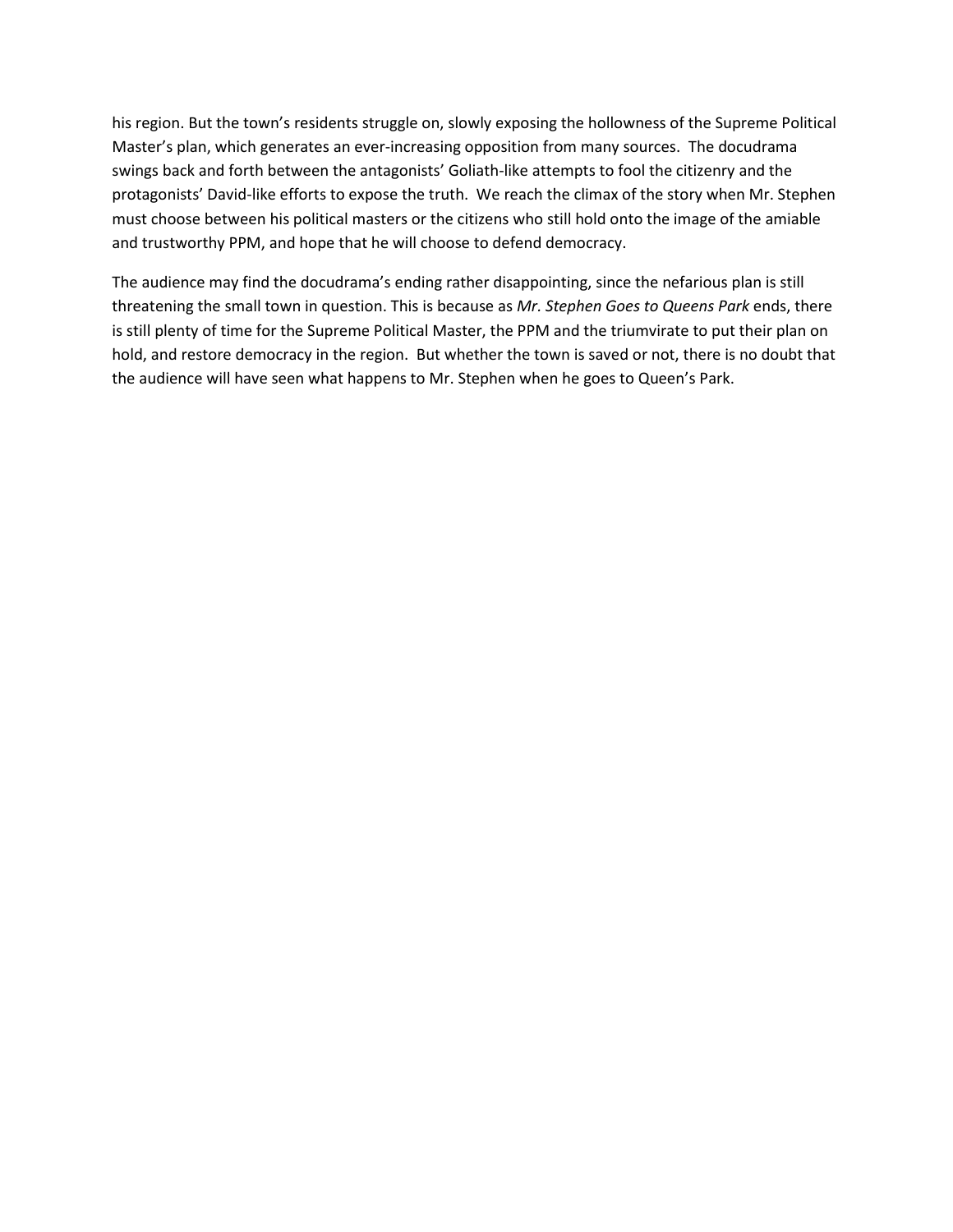his region. But the town's residents struggle on, slowly exposing the hollowness of the Supreme Political Master's plan, which generates an ever-increasing opposition from many sources. The docudrama swings back and forth between the antagonists' Goliath-like attempts to fool the citizenry and the protagonists' David-like efforts to expose the truth. We reach the climax of the story when Mr. Stephen must choose between his political masters or the citizens who still hold onto the image of the amiable and trustworthy PPM, and hope that he will choose to defend democracy.

The audience may find the docudrama's ending rather disappointing, since the nefarious plan is still threatening the small town in question. This is because as *Mr. Stephen Goes to Queens Park* ends, there is still plenty of time for the Supreme Political Master, the PPM and the triumvirate to put their plan on hold, and restore democracy in the region. But whether the town is saved or not, there is no doubt that the audience will have seen what happens to Mr. Stephen when he goes to Queen's Park.